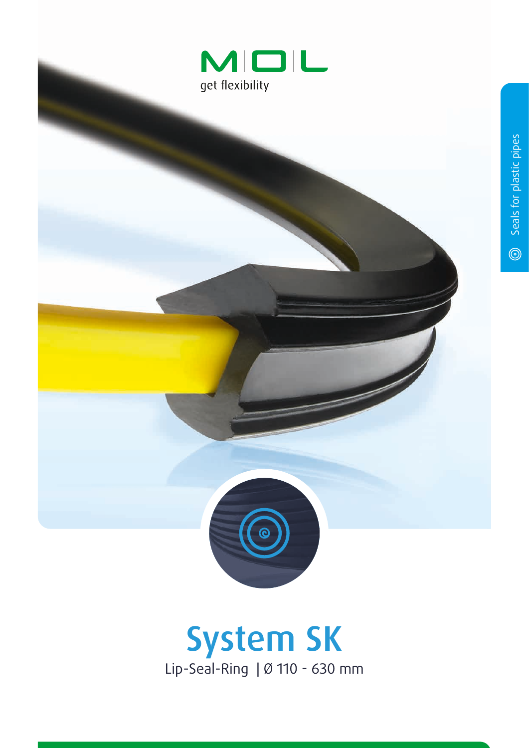MOL

get flexibility

Seals for plastic pipes

# System SK

Lip-Seal-Ring | Ø 110 - 630 mm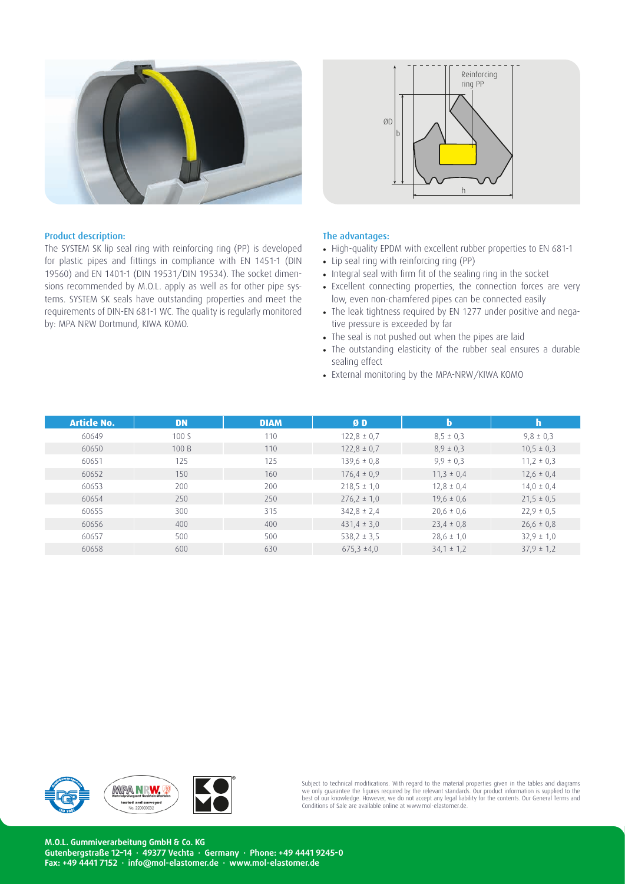Reinforcing ring PP

ØD

b

h

### Product description:

The SYSTEM SK lip seal ring with reinforcing ring (PP) is developed for plastic pipes and fittings in compliance with EN 1451-1 (DIN 19560) and EN 1401-1 (DIN 19531/DIN 19534). The socket dimensions recommended by M.O.L. apply as well as for other pipe systems. SYSTEM SK seals have outstanding properties and meet the requirements of DIN-EN 681-1 WC. The quality is regularly monitored by: MPA NRW Dortmund, KIWA KOMO.

### The advantages:

- High-quality EPDM with excellent rubber properties to EN 681-1
- Lip seal ring with reinforcing ring (PP)
- Integral seal with firm fit of the sealing ring in the socket
- Excellent connecting properties, the connection forces are very low, even non-chamfered pipes can be connected easily
- The leak tightness required by EN 1277 under positive and negative pressure is exceeded by far
- The seal is not pushed out when the pipes are laid
- The outstanding elasticity of the rubber seal ensures a durable sealing effect
- External monitoring by the MPA-NRW/KIWA KOMO

| Article No. | DN | DIAM | Ø D | b | h |
|---|---|---|---|---|---|
| 60649 | 100 S | 110 | 122,8 ± 0,7 | 8,5 ± 0,3 | 9,8 ± 0,3 |
| 60650 | 100 B | 110 | 122,8 ± 0,7 | 8,9 ± 0,3 | 10,5 ± 0,3 |
| 60651 | 125 | 125 | 139,6 ± 0,8 | 9,9 ± 0,3 | 11,2 ± 0,3 |
| 60652 | 150 | 160 | 176,4 ± 0,9 | 11,3 ± 0,4 | 12,6 ± 0,4 |
| 60653 | 200 | 200 | 218,5 ± 1,0 | 12,8 ± 0,4 | 14,0 ± 0,4 |
| 60654 | 250 | 250 | 276,2 ± 1,0 | 19,6 ± 0,6 | 21,5 ± 0,5 |
| 60655 | 300 | 315 | 342,8 ± 2,4 | 20,6 ± 0,6 | 22,9 ± 0,5 |
| 60656 | 400 | 400 | 431,4 ± 3,0 | 23,4 ± 0,8 | 26,6 ± 0,8 |
| 60657 | 500 | 500 | 538,2 ± 3,5 | 28,6 ± 1,0 | 32,9 ± 1,0 |
| 60658 | 600 | 630 | 675,3 ±4,0 | 34,1 ± 1,2 | 37,9 ± 1,2 |

Subject to technical modifications. With regard to the material properties given in the tables and diagrams we only guarantee the figures required by the relevant standards. Our product information is supplied to the best of our knowledge. However, we do not accept any legal liability for the contents. Our General Terms and Conditions of Sale are available online at www.mol-elastomer.de.

**M.O.L. Gummiverarbeitung GmbH & Co. KG**
**Gutenbergstraße 12–14 · 49377 Vechta · Germany · Phone: +49 4441 9245-0**
**Fax: +49 4441 7152 · info@mol-elastomer.de · www.mol-elastomer.de**